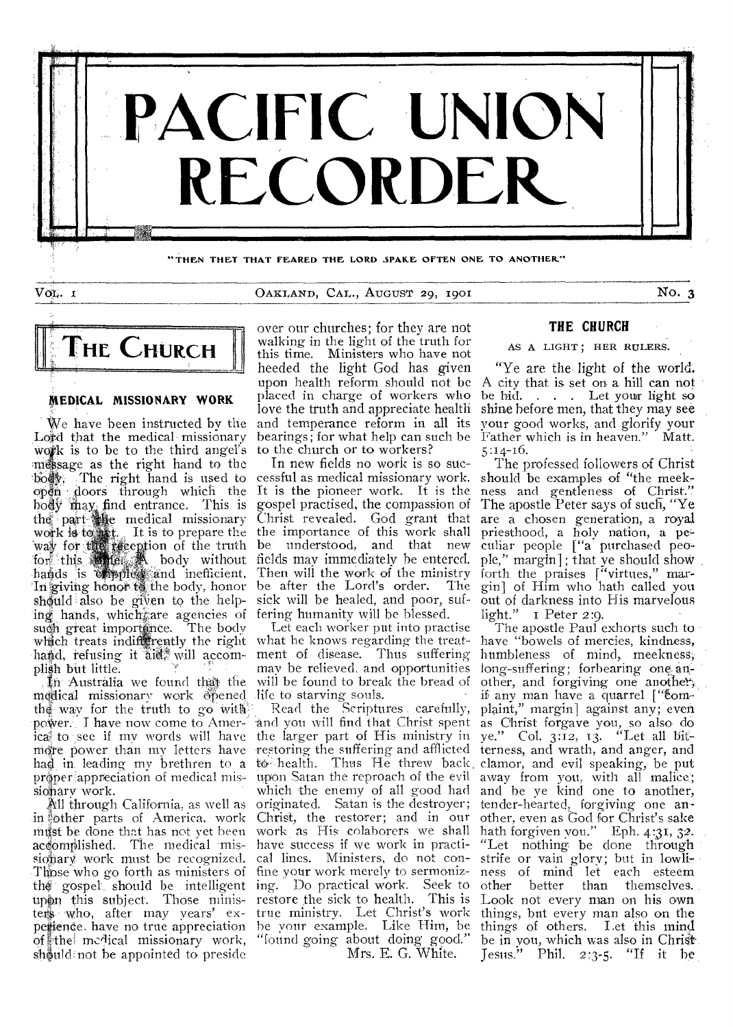# PACIFIC UNION RECORDER

"THEN THEY THAT FEARED THE LORD SPAKE OFTEN ONE TO ANOTHER."

Vol. 1 OAKLAND, CAL., AUGUST 29, 1901 No. 3

## THE CHURCH

### MEDICAL MISSIONARY WORK

We have been instructed by the Lord that the medical missionary work is to be to the third angel's message as the right hand to the body. The right hand is used to open doors through which the body may find entrance. This is the part the medical missionary work is to act. It is to prepare the way for the reception of the truth for this time. A body without hands is crippled and inefficient. In giving honor to the body, honor should also be given to the helping hands, which are agencies of such great importance. The body which treats indifferently the right hand, refusing it aid, will accomplish but little.

In Australia we found that the medical missionary work opened the way for the truth to go with power. I have now come to America to see if my words will have more power than my letters have had in leading my brethren to a proper appreciation of medical missionary work.

All through California, as well as in other parts of America, work must be done that has not yet been accomplished. The medical missionary work must be recognized. Those who go forth as ministers of the gospel should be intelligent upon this subject. Those ministers who, after may years' experience, have no true appreciation of the medical missionary work, should not be appointed to preside over our churches; for they are not walking in the light of the truth for this time. Ministers who have not heeded the light God has given upon health reform should not be placed in charge of workers who love the truth and appreciate health and temperance reform in all its bearings; for what help can such be to the church or to workers?

In new fields no work is so successful as medical missionary work. It is the pioneer work. It is the gospel practised, the compassion of Christ revealed. God grant that the importance of this work shall be understood, and that new fields may immediately be entered. Then will the work of the ministry be after the Lord's order. The sick will be healed, and poor, suffering humanity will be blessed.

Let each worker put into practise what he knows regarding the treatment of disease. Thus suffering may be relieved, and opportunities will be found to break the bread of life to starving souls.

Read the Scriptures carefully, and you will find that Christ spent the larger part of His ministry in restoring the suffering and afflicted to health. Thus He threw back upon Satan the reproach of the evil which the enemy of all good had originated. Satan is the destroyer; Christ, the restorer; and in our work as His colaborers we shall have success if we work in practical lines. Ministers, do not confine your work merely to sermonizing. Do practical work. Seek to restore the sick to health. This is true ministry. Let Christ's work be your example. Like Him, be "found going about doing good."

Mrs. E. G. White.

### THE CHURCH

AS A LIGHT; HER RULERS.

"Ye are the light of the world. A city that is set on a hill can not be hid. . . . Let your light so shine before men, that they may see your good works, and glorify your Father which is in heaven." Matt. 5:14-16.

The professed followers of Christ should be examples of "the meekness and gentleness of Christ." The apostle Peter says of such, "Ye are a chosen generation, a royal priesthood, a holy nation, a peculiar people ["a purchased people," margin]; that ye should show forth the praises ["virtues," margin] of Him who hath called you out of darkness into His marvelous light." 1 Peter 2:9.

The apostle Paul exhorts such to have "bowels of mercies, kindness, humbleness of mind, meekness, long-suffering; forbearing one another, and forgiving one another, if any man have a quarrel ["complaint," margin] against any; even as Christ forgave you, so also do ye." Col. 3:12, 13. "Let all bitterness, and wrath, and anger, and clamor, and evil speaking, be put away from you, with all malice; and be ye kind one to another, tender-hearted, forgiving one another, even as God for Christ's sake hath forgiven you." Eph. 4:31, 32. "Let nothing be done through strife or vain glory; but in lowliness of mind let each esteem other better than themselves. Look not every man on his own things, but every man also on the things of others. Let this mind be in you, which was also in Christ Jesus." Phil. 2:3-5. "If it be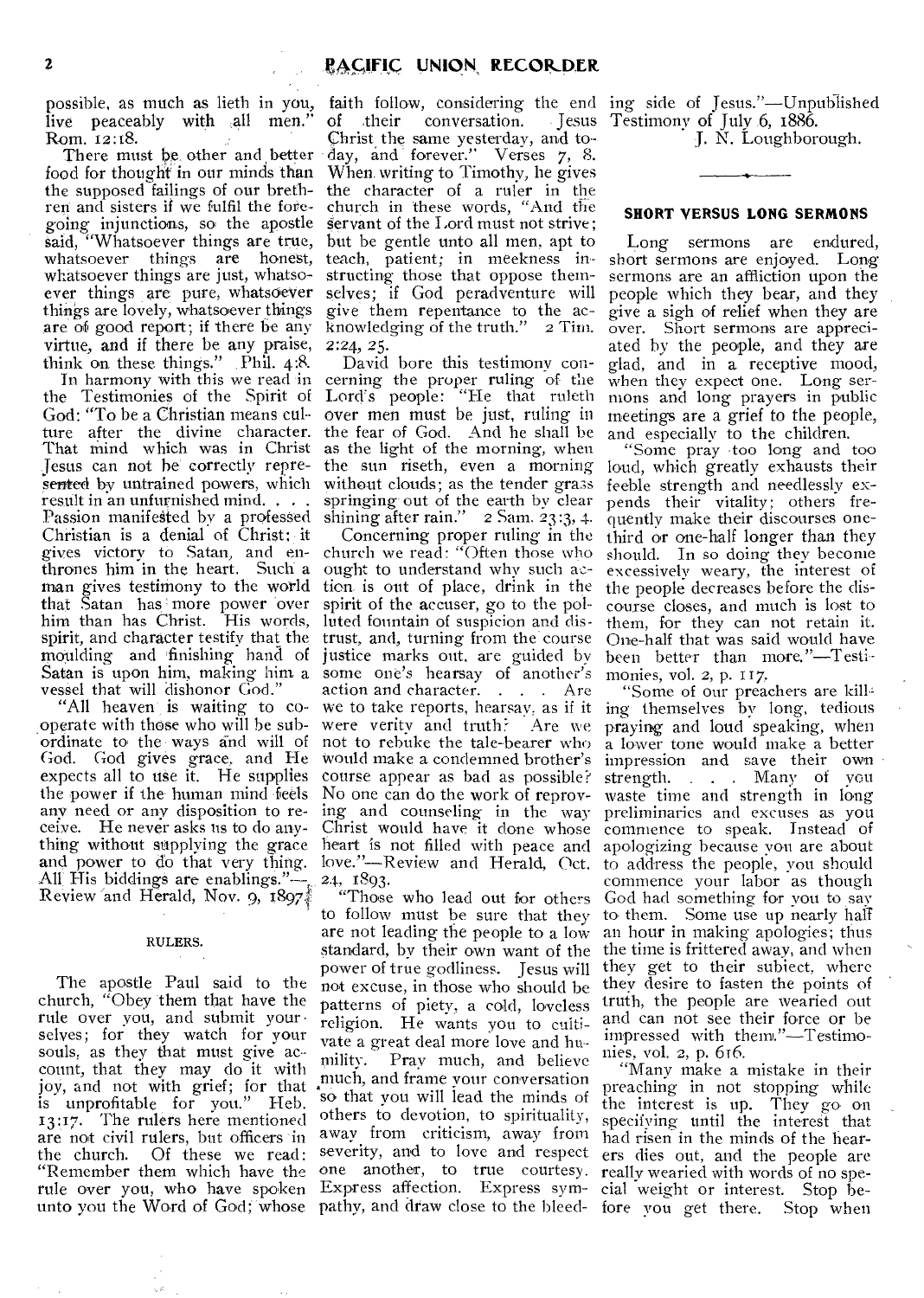possible, as much as lieth in you, live peaceably with all men." Rom. 12:18.

There must be other and better food for thought in our minds than the supposed failings of our brethren and sisters if we fulfil the foregoing injunctions, so the apostle said, "Whatsoever things are true, whatsoever things are honest, whatsoever things are just, whatsoever things are pure, whatsoever things are lovely, whatsoever things are of good report; if there be any virtue, and if there be any praise, think on these things." Phil. 4:8.

In harmony with this we read in the Testimonies of the Spirit of God: "To be a Christian means culture after the divine character. That mind which was in Christ Jesus can not be correctly represented by untrained powers, which result in an unfurnished mind. . . . Passion manifested by a professed Christian is a denial of Christ; it gives victory to Satan, and enthrones him in the heart. Such a man gives testimony to the world that Satan has more power over him than has Christ. His words, spirit, and character testify that the moulding and finishing hand of Satan is upon him, making him a vessel that will dishonor God."

"All heaven is waiting to co-operate with those who will be subordinate to the ways and will of God. God gives grace, and He expects all to use it. He supplies the power if the human mind feels any need or any disposition to receive. He never asks us to do anything without supplying the grace and power to do that very thing. All His biddings are enablings."—Review and Herald, Nov. 9, 1897.

### RULERS.

The apostle Paul said to the church, "Obey them that have the rule over you, and submit yourselves; for they watch for your souls, as they that must give account, that they may do it with joy, and not with grief; for that is unprofitable for you." Heb. 13:17. The rulers here mentioned are not civil rulers, but officers in the church. Of these we read: "Remember them which have the rule over you, who have spoken unto you the Word of God; whose faith follow, considering the end of their conversation. Jesus Christ the same yesterday, and to-day, and forever." Verses 7, 8. When writing to Timothy, he gives the character of a ruler in the church in these words, "And the servant of the Lord must not strive; but be gentle unto all men, apt to teach, patient; in meekness instructing those that oppose themselves; if God peradventure will give them repentance to the acknowledging of the truth." 2 Tim. 2:24, 25.

David bore this testimony concerning the proper ruling of the Lord's people: "He that ruleth over men must be just, ruling in the fear of God. And he shall be as the light of the morning, when the sun riseth, even a morning without clouds; as the tender grass springing out of the earth by clear shining after rain." 2 Sam. 23:3, 4.

Concerning proper ruling in the church we read: "Often those who ought to understand why such action is out of place, drink in the spirit of the accuser, go to the polluted fountain of suspicion and distrust, and, turning from the course justice marks out, are guided by some one's hearsay of another's action and character. . . . Are we to take reports, hearsay, as if it were verity and truth? Are we not to rebuke the tale-bearer who would make a condemned brother's course appear as bad as possible? No one can do the work of reproving and counseling in the way Christ would have it done whose heart is not filled with peace and love."—Review and Herald, Oct. 24, 1893.

"Those who lead out for others to follow must be sure that they are not leading the people to a low standard, by their own want of the power of true godliness. Jesus will not excuse, in those who should be patterns of piety, a cold, loveless religion. He wants you to cultivate a great deal more love and humility. Pray much, and believe much, and frame your conversation so that you will lead the minds of others to devotion, to spirituality, away from criticism, away from severity, and to love and respect one another, to true courtesy. Express affection. Express sympathy, and draw close to the bleeding side of Jesus."—Unpublished Testimony of July 6, 1886.

J. N. Loughborough.

---

### SHORT VERSUS LONG SERMONS

Long sermons are endured, short sermons are enjoyed. Long sermons are an affliction upon the people which they bear, and they give a sigh of relief when they are over. Short sermons are appreciated by the people, and they are glad, and in a receptive mood, when they expect one. Long sermons and long prayers in public meetings are a grief to the people, and especially to the children.

"Some pray too long and too loud, which greatly exhausts their feeble strength and needlessly expends their vitality; others frequently make their discourses one-third or one-half longer than they should. In so doing they become excessively weary, the interest of the people decreases before the discourse closes, and much is lost to them, for they can not retain it. One-half that was said would have been better than more."—Testimonies, vol. 2, p. 117.

"Some of our preachers are killing themselves by long, tedious praying and loud speaking, when a lower tone would make a better impression and save their own strength. . . . Many of you waste time and strength in long preliminaries and excuses as you commence to speak. Instead of apologizing because you are about to address the people, you should commence your labor as though God had something for you to say to them. Some use up nearly half an hour in making apologies; thus the time is frittered away, and when they get to their subject, where they desire to fasten the points of truth, the people are wearied out and can not see their force or be impressed with them."—Testimonies, vol. 2, p. 616.

"Many make a mistake in their preaching in not stopping while the interest is up. They go on specifying until the interest that had risen in the minds of the hearers dies out, and the people are really wearied with words of no special weight or interest. Stop before you get there. Stop when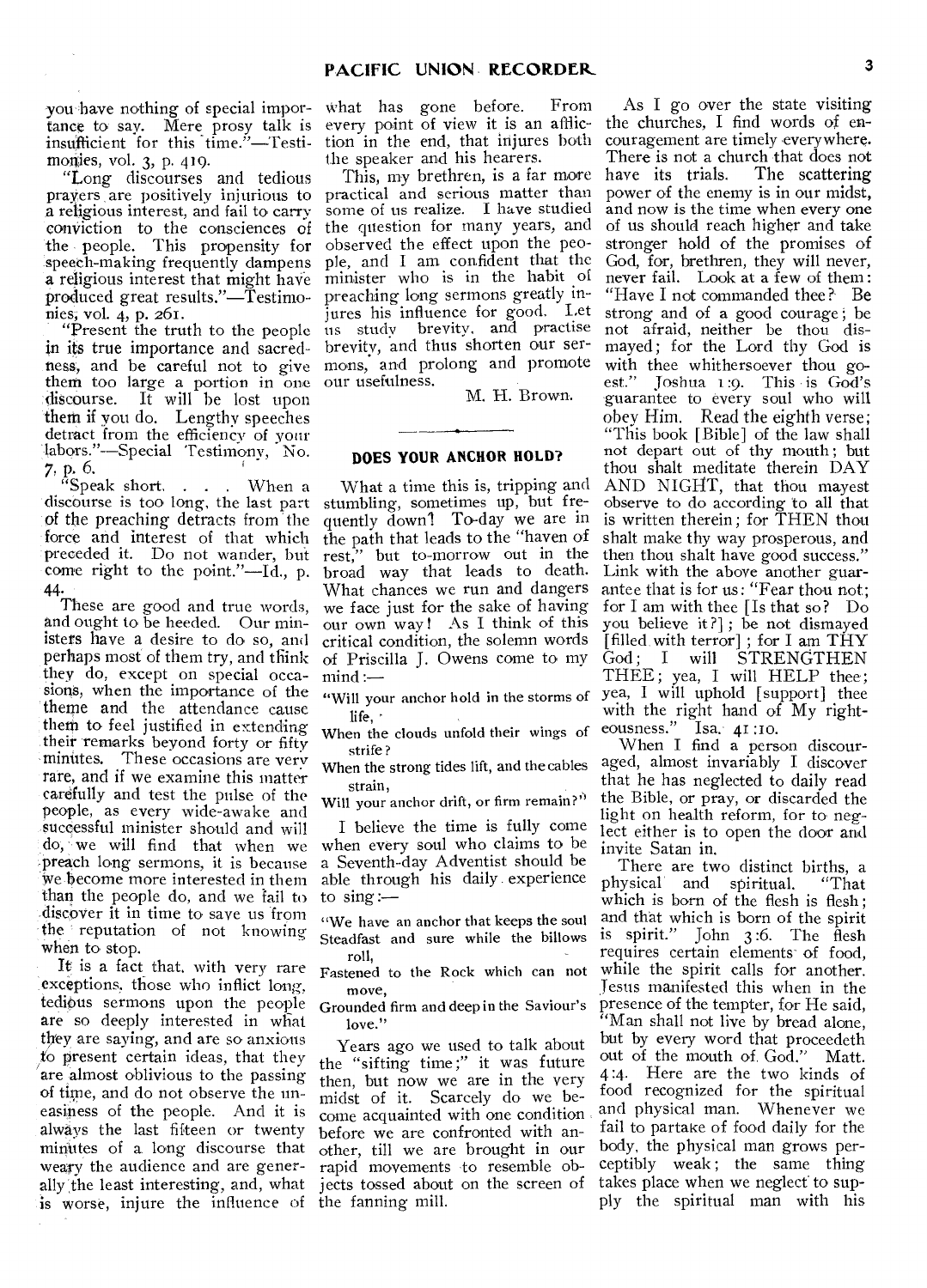you have nothing of special importance to say. Mere prosy talk is insufficient for this time."—Testimonies, vol. 3, p. 419.

"Long discourses and tedious prayers are positively injurious to a religious interest, and fail to carry conviction to the consciences of the people. This propensity for speech-making frequently dampens a religious interest that might have produced great results."—Testimonies, vol. 4, p. 261.

"Present the truth to the people in its true importance and sacredness, and be careful not to give them too large a portion in one discourse. It will be lost upon them if you do. Lengthy speeches detract from the efficiency of your labors."—Special Testimony, No. 7, p. 6.

"Speak short. . . . When a discourse is too long, the last part of the preaching detracts from the force and interest of that which preceded it. Do not wander, but come right to the point."—Id., p. 44.

These are good and true words, and ought to be heeded. Our ministers have a desire to do so, and perhaps most of them try, and think they do, except on special occasions, when the importance of the theme and the attendance cause them to feel justified in extending their remarks beyond forty or fifty minutes. These occasions are very rare, and if we examine this matter carefully and test the pulse of the people, as every wide-awake and successful minister should and will do, we will find that when we preach long sermons, it is because we become more interested in them than the people do, and we fail to discover it in time to save us from the reputation of not knowing when to stop.

It is a fact that, with very rare exceptions, those who inflict long, tedious sermons upon the people are so deeply interested in what they are saying, and are so anxious to present certain ideas, that they are almost oblivious to the passing of time, and do not observe the uneasiness of the people. And it is always the last fifteen or twenty minutes of a long discourse that weary the audience and are generally the least interesting, and, what is worse, injure the influence of what has gone before. From every point of view it is an affliction in the end, that injures both the speaker and his hearers.

This, my brethren, is a far more practical and serious matter than some of us realize. I have studied the question for many years, and observed the effect upon the people, and I am confident that the minister who is in the habit of preaching long sermons greatly injures his influence for good. Let us study brevity, and practise brevity, and thus shorten our sermons, and prolong and promote our usefulness.

M. H. Brown.

## DOES YOUR ANCHOR HOLD?

What a time this is, tripping and stumbling, sometimes up, but frequently down! To-day we are in the path that leads to the "haven of rest," but to-morrow out in the broad way that leads to death. What chances we run and dangers we face just for the sake of having our own way! As I think of this critical condition, the solemn words of Priscilla J. Owens come to my mind:—

"Will your anchor hold in the storms of life,
When the clouds unfold their wings of strife?
When the strong tides lift, and the cables strain,
Will your anchor drift, or firm remain?"

I believe the time is fully come when every soul who claims to be a Seventh-day Adventist should be able through his daily experience to sing:—

"We have an anchor that keeps the soul
Steadfast and sure while the billows roll,
Fastened to the Rock which can not move,
Grounded firm and deep in the Saviour's love."

Years ago we used to talk about the "sifting time;" it was future then, but now we are in the very midst of it. Scarcely do we become acquainted with one condition before we are confronted with another, till we are brought in our rapid movements to resemble objects tossed about on the screen of the fanning mill.

As I go over the state visiting the churches, I find words of encouragement are timely everywhere. There is not a church that does not have its trials. The scattering power of the enemy is in our midst, and now is the time when every one of us should reach higher and take stronger hold of the promises of God, for, brethren, they will never, never fail. Look at a few of them: "Have I not commanded thee? Be strong and of a good courage; be not afraid, neither be thou dismayed; for the Lord thy God is with thee whithersoever thou goest." Joshua 1:9. This is God's guarantee to every soul who will obey Him. Read the eighth verse; "This book [Bible] of the law shall not depart out of thy mouth; but thou shalt meditate therein DAY AND NIGHT, that thou mayest observe to do according to all that is written therein; for THEN thou shalt make thy way prosperous, and then thou shalt have good success." Link with the above another guarantee that is for us: "Fear thou not; for I am with thee [Is that so? Do you believe it?]; be not dismayed [filled with terror]; for I am THY God; I will STRENGTHEN THEE; yea, I will HELP thee; yea, I will uphold [support] thee with the right hand of My righteousness." Isa. 41:10.

When I find a person discouraged, almost invariably I discover that he has neglected to daily read the Bible, or pray, or discarded the light on health reform, for to neglect either is to open the door and invite Satan in.

There are two distinct births, a physical and spiritual. "That which is born of the flesh is flesh; and that which is born of the spirit is spirit." John 3:6. The flesh requires certain elements of food, while the spirit calls for another. Jesus manifested this when in the presence of the tempter, for He said, "Man shall not live by bread alone, but by every word that proceedeth out of the mouth of God." Matt. 4:4. Here are the two kinds of food recognized for the spiritual and physical man. Whenever we fail to partake of food daily for the body, the physical man grows perceptibly weak; the same thing takes place when we neglect to supply the spiritual man with his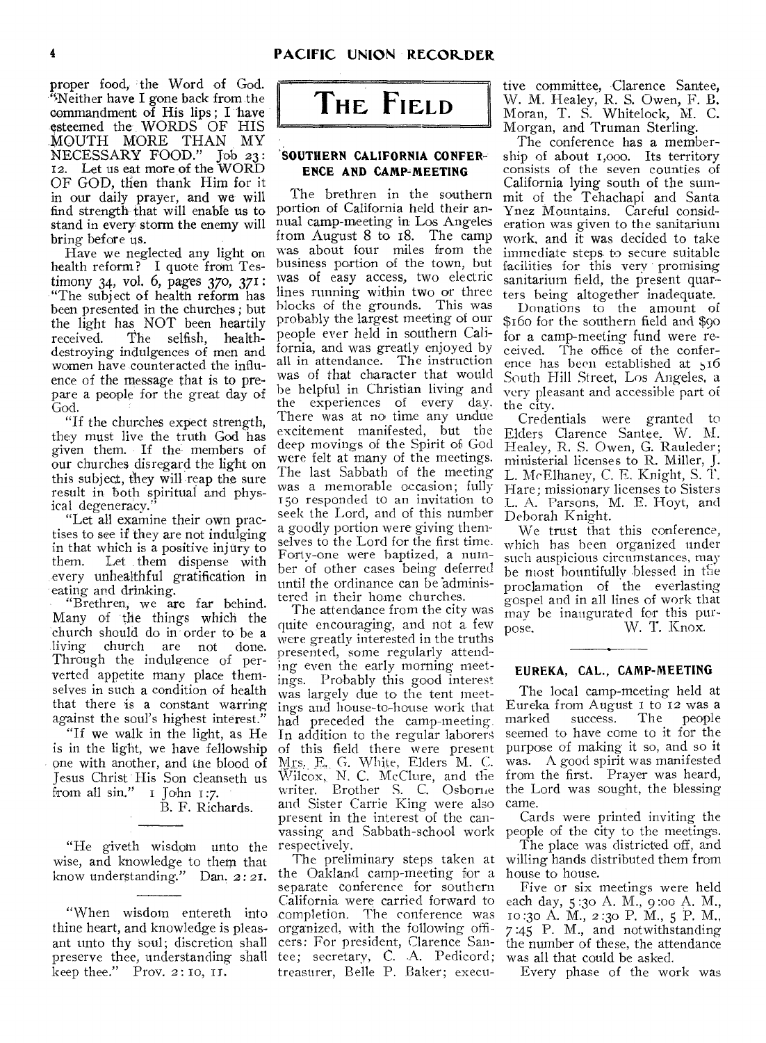proper food, the Word of God. "Neither have I gone back from the commandment of His lips; I have esteemed the WORDS OF HIS MOUTH MORE THAN MY NECESSARY FOOD." Job 23: 12. Let us eat more of the WORD OF GOD, then thank Him for it in our daily prayer, and we will find strength that will enable us to stand in every storm the enemy will bring before us.

Have we neglected any light on health reform? I quote from Testimony 34, vol. 6, pages 370, 371: "The subject of health reform has been presented in the churches; but the light has NOT been heartily received. The selfish, health-destroying indulgences of men and women have counteracted the influence of the message that is to prepare a people for the great day of God.

"If the churches expect strength, they must live the truth God has given them. If the members of our churches disregard the light on this subject, they will reap the sure result in both spiritual and physical degeneracy."

"Let all examine their own practises to see if they are not indulging in that which is a positive injury to them. Let them dispense with every unhealthful gratification in eating and drinking.

"Brethren, we are far behind. Many of the things which the church should do in order to be a living church are not done. Through the indulgence of perverted appetite many place themselves in such a condition of health that there is a constant warring against the soul's highest interest."

"If we walk in the light, as He is in the light, we have fellowship one with another, and the blood of Jesus Christ His Son cleanseth us from all sin." 1 John 1:7.

B. F. Richards.

---

"He giveth wisdom unto the wise, and knowledge to them that know understanding." Dan. 2:21.

---

"When wisdom entereth into thine heart, and knowledge is pleasant unto thy soul; discretion shall preserve thee, understanding shall keep thee." Prov. 2:10, 11.

# THE FIELD

## SOUTHERN CALIFORNIA CONFERENCE AND CAMP-MEETING

The brethren in the southern portion of California held their annual camp-meeting in Los Angeles from August 8 to 18. The camp was about four miles from the business portion of the town, but was of easy access, two electric lines running within two or three blocks of the grounds. This was probably the largest meeting of our people ever held in southern California, and was greatly enjoyed by all in attendance. The instruction was of that character that would be helpful in Christian living and the experiences of every day. There was at no time any undue excitement manifested, but the deep movings of the Spirit of God were felt at many of the meetings. The last Sabbath of the meeting was a memorable occasion; fully 150 responded to an invitation to seek the Lord, and of this number a goodly portion were giving themselves to the Lord for the first time. Forty-one were baptized, a number of other cases being deferred until the ordinance can be administered in their home churches.

The attendance from the city was quite encouraging, and not a few were greatly interested in the truths presented, some regularly attending even the early morning meetings. Probably this good interest was largely due to the tent meetings and house-to-house work that had preceded the camp-meeting. In addition to the regular laborers of this field there were present Mrs. E. G. White, Elders M. C. Wilcox, N. C. McClure, and the writer. Brother S. C. Osborne and Sister Carrie King were also present in the interest of the canvassing and Sabbath-school work respectively.

The preliminary steps taken at the Oakland camp-meeting for a separate conference for southern California were carried forward to completion. The conference was organized, with the following officers: For president, Clarence Santee; secretary, C. A. Pedicord; treasurer, Belle P. Baker; executive committee, Clarence Santee, W. M. Healey, R. S. Owen, F. B. Moran, T. S. Whitelock, M. C. Morgan, and Truman Sterling.

The conference has a membership of about 1,000. Its territory consists of the seven counties of California lying south of the summit of the Tehachapi and Santa Ynez Mountains. Careful consideration was given to the sanitarium work, and it was decided to take immediate steps to secure suitable facilities for this very promising sanitarium field, the present quarters being altogether inadequate.

Donations to the amount of $160 for the southern field and $90 for a camp-meeting fund were received. The office of the conference has been established at 516 South Hill Street, Los Angeles, a very pleasant and accessible part of the city.

Credentials were granted to Elders Clarence Santee, W. M. Healey, R. S. Owen, G. Rauleder; ministerial licenses to R. Miller, J. L. McElhaney, C. E. Knight, S. T. Hare; missionary licenses to Sisters L. A. Parsons, M. E. Hoyt, and Deborah Knight.

We trust that this conference, which has been organized under such auspicious circumstances, may be most bountifully blessed in the proclamation of the everlasting gospel and in all lines of work that may be inaugurated for this purpose.

W. T. Knox.

---

## EUREKA, CAL., CAMP-MEETING

The local camp-meeting held at Eureka from August 1 to 12 was a marked success. The people seemed to have come to it for the purpose of making it so, and so it was. A good spirit was manifested from the first. Prayer was heard, the Lord was sought, the blessing came.

Cards were printed inviting the people of the city to the meetings. The place was districted off, and willing hands distributed them from house to house.

Five or six meetings were held each day, 5:30 A. M., 9:00 A. M., 10:30 A. M., 2:30 P. M., 5 P. M., 7:45 P. M., and notwithstanding the number of these, the attendance was all that could be asked.

Every phase of the work was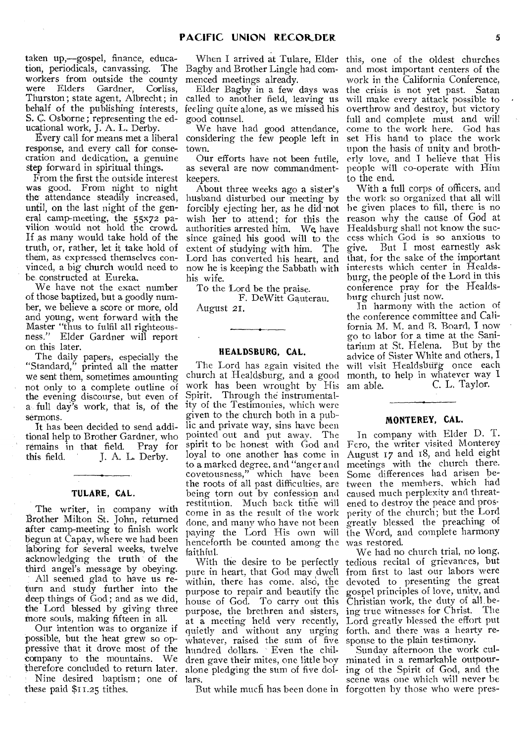taken up,—gospel, finance, education, periodicals, canvassing. The workers from outside the county were Elders Gardner, Corliss, Thurston; state agent, Albrecht; in behalf of the publishing interests, S. C. Osborne; representing the educational work, J. A. L. Derby.

Every call for means met a liberal response, and every call for consecration and dedication, a genuine step forward in spiritual things.

From the first the outside interest was good. From night to night the attendance steadily increased, until, on the last night of the general camp-meeting, the 55x72 pavilion would not hold the crowd. If as many would take hold of the truth, or, rather, let it take hold of them, as expressed themselves convinced, a big church would need to be constructed at Eureka.

We have not the exact number of those baptized, but a goodly number, we believe a score or more, old and young, went forward with the Master "thus to fulfil all righteousness." Elder Gardner will report on this later.

The daily papers, especially the "Standard," printed all the matter we sent them, sometimes amounting not only to a complete outline of the evening discourse, but even of a full day's work, that is, of the sermons.

It has been decided to send additional help to Brother Gardner, who remains in that field. Pray for this field. J. A. L. Derby.

## TULARE, CAL.

The writer, in company with Brother Milton St. John, returned after camp-meeting to finish work begun at Capay, where we had been laboring for several weeks, twelve acknowledging the truth of the third angel's message by obeying.

All seemed glad to have us return and study further into the deep things of God; and as we did, the Lord blessed by giving three more souls, making fifteen in all.

Our intention was to organize if possible, but the heat grew so oppressive that it drove most of the company to the mountains. We therefore concluded to return later.

Nine desired baptism; one of these paid $11.25 tithes.

When I arrived at Tulare, Elder Bagby and Brother Lingle had commenced meetings already.

Elder Bagby in a few days was called to another field, leaving us feeling quite alone, as we missed his good counsel.

We have had good attendance, considering the few people left in town.

Our efforts have not been futile, as several are now commandment-keepers.

About three weeks ago a sister's husband disturbed our meeting by forcibly ejecting her, as he did not wish her to attend; for this the authorities arrested him. We have since gained his good will to the extent of studying with him. The Lord has converted his heart, and now he is keeping the Sabbath with his wife.

To the Lord be the praise.

F. DeWitt Gauterau.

August 21.

## HEALDSBURG, CAL.

The Lord has again visited the church at Healdsburg, and a good work has been wrought by His Spirit. Through the instrumentality of the Testimonies, which were given to the church both in a public and private way, sins have been pointed out and put away. The spirit to be honest with God and loyal to one another has come in to a marked degree, and "anger and covetousness," which have been the roots of all past difficulties, are being torn out by confession and restitution. Much back tithe will come in as the result of the work done, and many who have not been paying the Lord His own will henceforth be counted among the faithful.

With the desire to be perfectly pure in heart, that God may dwell within, there has come, also, the purpose to repair and beautify the house of God. To carry out this purpose, the brethren and sisters, at a meeting held very recently, quietly and without any urging whatever, raised the sum of five hundred dollars. Even the children gave their mites, one little boy alone pledging the sum of five dollars.

But while much has been done in this, one of the oldest churches and most important centers of the work in the California Conference, the crisis is not yet past. Satan will make every attack possible to overthrow and destroy, but victory full and complete must and will come to the work here. God has set His hand to place the work upon the basis of unity and brotherly love, and I believe that His people will co-operate with Him to the end.

With a full corps of officers, and the work so organized that all will be given places to fill, there is no reason why the cause of God at Healdsburg shall not know the success which God is so anxious to give. But I most earnestly ask that, for the sake of the important interests which center in Healdsburg, the people of the Lord in this conference pray for the Healdsburg church just now.

In harmony with the action of the conference committee and California M. M. and B. Board, I now go to labor for a time at the Sanitarium at St. Helena. But by the advice of Sister White and others, I will visit Healdsburg once each month, to help in whatever way I am able. C. L. Taylor.

## MONTEREY, CAL.

In company with Elder D. T. Fero, the writer visited Monterey August 17 and 18, and held eight meetings with the church there. Some differences had arisen between the members, which had caused much perplexity and threatened to destroy the peace and prosperity of the church; but the Lord greatly blessed the preaching of the Word, and complete harmony was restored.

We had no church trial, no long, tedious recital of grievances, but from first to last our labors were devoted to presenting the great gospel principles of love, unity, and Christian work, the duty of all being true witnesses for Christ. The Lord greatly blessed the effort put forth, and there was a hearty response to the plain testimony.

Sunday afternoon the work culminated in a remarkable outpouring of the Spirit of God, and the scene was one which will never be forgotten by those who were pres-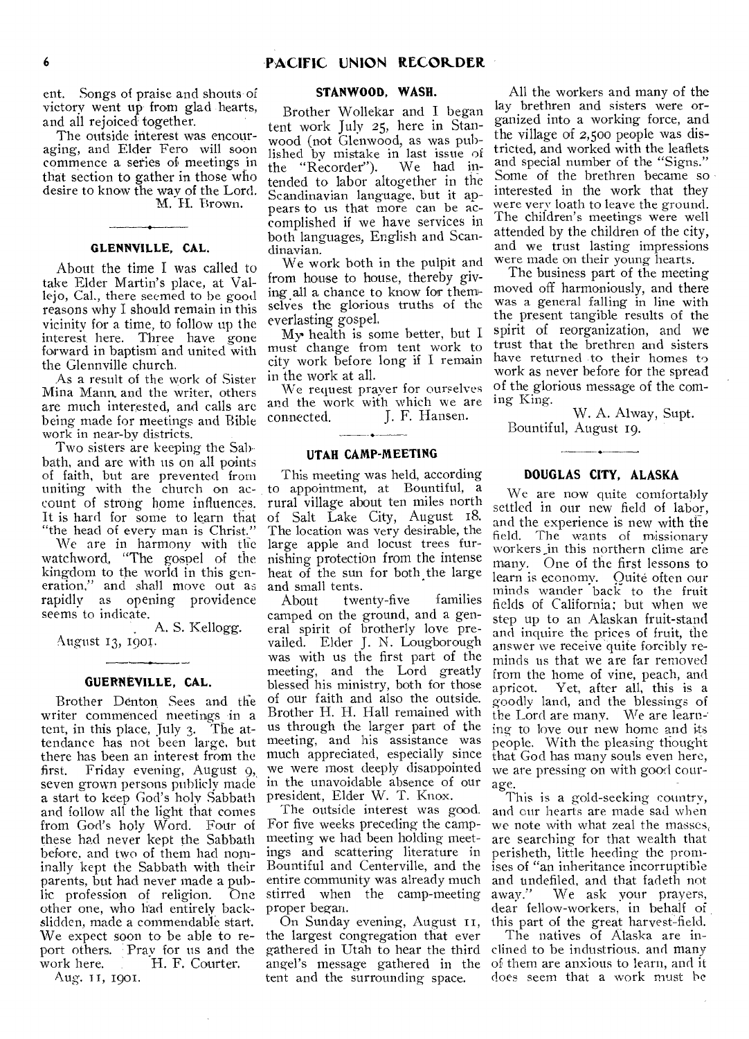ent. Songs of praise and shouts of victory went up from glad hearts, and all rejoiced together.

The outside interest was encouraging, and Elder Fero will soon commence a series of meetings in that section to gather in those who desire to know the way of the Lord.

M. H. Brown.

### GLENNVILLE, CAL.

About the time I was called to take Elder Martin's place, at Vallejo, Cal., there seemed to be good reasons why I should remain in this vicinity for a time, to follow up the interest here. Three have gone forward in baptism and united with the Glennville church.

As a result of the work of Sister Mina Mann and the writer, others are much interested, and calls are being made for meetings and Bible work in near-by districts.

Two sisters are keeping the Sabbath, and are with us on all points of faith, but are prevented from uniting with the church on account of strong home influences. It is hard for some to learn that "the head of every man is Christ."

We are in harmony with the watchword, "The gospel of the kingdom to the world in this generation," and shall move out as rapidly as opening providence seems to indicate.

A. S. Kellogg.

August 13, 1901.

### GUERNEVILLE, CAL.

Brother Denton Sees and the writer commenced meetings in a tent, in this place, July 3. The attendance has not been large, but there has been an interest from the first. Friday evening, August 9, seven grown persons publicly made a start to keep God's holy Sabbath and follow all the light that comes from God's holy Word. Four of these had never kept the Sabbath before, and two of them had nominally kept the Sabbath with their parents, but had never made a public profession of religion. One other one, who had entirely backslidden, made a commendable start. We expect soon to be able to report others. Pray for us and the work here.

H. F. Courter.

Aug. 11, 1901.

### STANWOOD, WASH.

Brother Wollekar and I began tent work July 25, here in Stanwood (not Glenwood, as was published by mistake in last issue of the "Recorder"). We had intended to labor altogether in the Scandinavian language, but it appears to us that more can be accomplished if we have services in both languages, English and Scandinavian.

We work both in the pulpit and from house to house, thereby giving all a chance to know for themselves the glorious truths of the everlasting gospel.

My health is some better, but I must change from tent work to city work before long if I remain in the work at all.

We request prayer for ourselves and the work with which we are connected.

J. F. Hansen.

### UTAH CAMP-MEETING

This meeting was held, according to appointment, at Bountiful, a rural village about ten miles north of Salt Lake City, August 18. The location was very desirable, the large apple and locust trees furnishing protection from the intense heat of the sun for both the large and small tents.

About twenty-five families camped on the ground, and a general spirit of brotherly love prevailed. Elder J. N. Lougborough was with us the first part of the meeting, and the Lord greatly blessed his ministry, both for those of our faith and also the outside. Brother H. H. Hall remained with us through the larger part of the meeting, and his assistance was much appreciated, especially since we were most deeply disappointed in the unavoidable absence of our president, Elder W. T. Knox.

The outside interest was good. For five weeks preceding the camp-meeting we had been holding meetings and scattering literature in Bountiful and Centerville, and the entire community was already much stirred when the camp-meeting proper began.

On Sunday evening, August 11, the largest congregation that ever gathered in Utah to hear the third angel's message gathered in the tent and the surrounding space.

All the workers and many of the lay brethren and sisters were organized into a working force, and the village of 2,500 people was districted, and worked with the leaflets and special number of the "Signs." Some of the brethren became so interested in the work that they were very loath to leave the ground. The children's meetings were well attended by the children of the city, and we trust lasting impressions were made on their young hearts.

The business part of the meeting moved off harmoniously, and there was a general falling in line with the present tangible results of the spirit of reorganization, and we trust that the brethren and sisters have returned to their homes to work as never before for the spread of the glorious message of the coming King.

W. A. Alway, Supt.

Bountiful, August 19.

### DOUGLAS CITY, ALASKA

We are now quite comfortably settled in our new field of labor, and the experience is new with the field. The wants of missionary workers in this northern clime are many. One of the first lessons to learn is economy. Quite often our minds wander back to the fruit fields of California; but when we step up to an Alaskan fruit-stand and inquire the prices of fruit, the answer we receive quite forcibly reminds us that we are far removed from the home of vine, peach, and apricot. Yet, after all, this is a goodly land, and the blessings of the Lord are many. We are learning to love our new home and its people. With the pleasing thought that God has many souls even here, we are pressing on with good courage.

This is a gold-seeking country, and our hearts are made sad when we note with what zeal the masses are searching for that wealth that perisheth, little heeding the promises of "an inheritance incorruptible and undefiled, and that fadeth not away." We ask your prayers, dear fellow-workers, in behalf of this part of the great harvest-field.

The natives of Alaska are inclined to be industrious, and many of them are anxious to learn, and it does seem that a work must be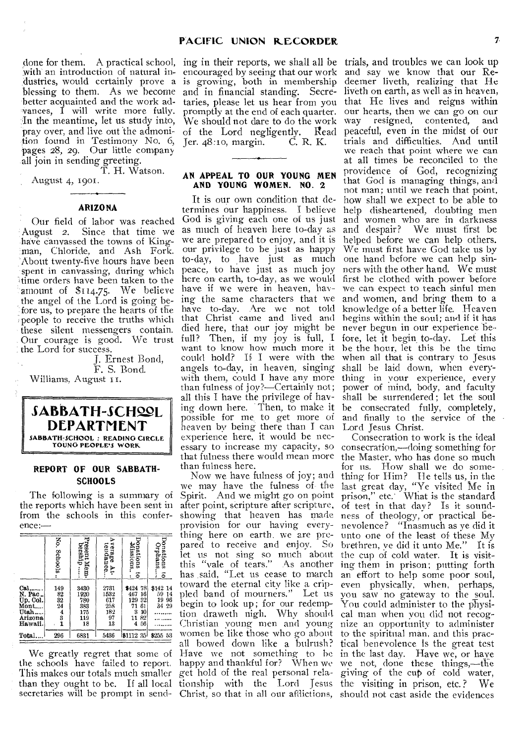done for them. A practical school, with an introduction of natural industries, would certainly prove a blessing to them. As we become better acquainted and the work advances, I will write more fully. In the meantime, let us study into, pray over, and live out the admonition found in Testimony No. 6, pages 28, 29. Our little company all join in sending greeting.

T. H. Watson.

August 4, 1901.

## ARIZONA

Our field of labor was reached August 2. Since that time we have canvassed the towns of Kingman, Chloride, and Ash Fork. About twenty-five hours have been spent in canvassing, during which time orders have been taken to the amount of $114.75. We believe the angel of the Lord is going before us, to prepare the hearts of the people to receive the truths which these silent messengers contain. Our courage is good. We trust the Lord for success.

J. Ernest Bond,
F. S. Bond.

Williams, August 11.

# SABBATH-SCHOOL DEPARTMENT

SABBATH-SCHOOL : READING CIRCLE
YOUNG PEOPLE'S WORK

## REPORT OF OUR SABBATH-SCHOOLS

The following is a summary of the reports which have been sent in from the schools in this conference:—

| | No. Schools | Present Membership | Average Attendance | Donations to Missions | Donations to Orphans |
|---|---|---|---|---|---|
| Cal | 149 | 3430 | 2731 | $424 78 | $142 14 |
| N. Pac | 82 | 1920 | 1532 | 467 16 | 59 14 |
| Up. Col. | 32 | 780 | 617 | 129 32 | 19 96 |
| Mont | 24 | 383 | 258 | 71 61 | 34 29 |
| Utah | 4 | 175 | 182 | 3 10 | ......... |
| Arizona | 3 | 119 | 97 | 11 82 | ......... |
| Hawaii | 1 | 18 | 13 | 4 56 | ......... |
| Total | 296 | 6831 | 5436 | $1112 35 | $255 53 |

We greatly regret that some of the schools have failed to report. This makes our totals much smaller than they ought to be. If all local secretaries will be prompt in sending in their reports, we shall all be encouraged by seeing that our work is growing, both in membership and in financial standing. Secretaries, please let us hear from you promptly at the end of each quarter. We should not dare to do the work of the Lord negligently. Read Jer. 48:10, margin.

C. R. K.

## AN APPEAL TO OUR YOUNG MEN AND YOUNG WOMEN. NO. 2

It is our own condition that determines our happiness. I believe God is giving each one of us just as much of heaven here to-day as we are prepared to enjoy, and it is our privilege to be just as happy to-day, to have just as much peace, to have just as much joy here on earth, to-day, as we would have if we were in heaven, having the same characters that we have to-day. Are we not told that Christ came and lived and died here, that our joy might be full? Then, if my joy is full, I want to know how much more it could hold? If I were with the angels to-day, in heaven, singing with them, could I have any more than fulness of joy?—Certainly not; all this I have the privilege of having down here. Then, to make it possible for me to get more of heaven by being there than I can experience here, it would be necessary to increase my capacity, so that fulness there would mean more than fulness here.

Now we have fulness of joy; and we may have the fulness of the Spirit. And we might go on point after point, scripture after scripture, showing that heaven has made provision for our having everything here on earth. we are prepared to receive and enjoy. So let us not sing so much about this "vale of tears." As another has said, "Let us cease to march toward the eternal city like a crippled band of mourners." Let us begin to look up; for our redemption draweth nigh. Why should Christian young men and young women be like those who go about all bowed down like a bulrush? Have we not something to be happy and thankful for? When we get hold of the real personal relationship with the Lord Jesus Christ, so that in all our afflictions, trials, and troubles we can look up and say we know that our Redeemer liveth, realizing that He liveth on earth, as well as in heaven, that He lives and reigns within our hearts, then we can go on our way resigned, contented, and peaceful, even in the midst of our trials and difficulties. And until we reach that point where we can at all times be reconciled to the providence of God, recognizing that God is managing things, and not man; until we reach that point, how shall we expect to be able to help disheartened, doubting men and women who are in darkness and despair? We must first be helped before we can help others. We must first have God take us by one hand before we can help sinners with the other hand. We must first be clothed with power before we can expect to teach sinful men and women, and bring them to a knowledge of a better life. Heaven begins within the soul; and if it has never begun in our experience before, let it begin to-day. Let this be the hour, let this be the time when all that is contrary to Jesus shall be laid down, when everything in your experience, every power of mind, body, and faculty shall be surrendered; let the soul be consecrated fully, completely, and finally to the service of the Lord Jesus Christ.

Consecration to work is the ideal consecration,—doing something for the Master, who has done so much for us. How shall we do something for Him? He tells us, in the last great day, "Ye visited Me in prison," etc. What is the standard of test in that day? Is it soundness of theology, or practical benevolence? "Inasmuch as ye did it unto one of the least of these My brethren, ye did it unto Me." It is the cup of cold water. It is visiting them in prison; putting forth an effort to help some poor soul, even physically, when, perhaps, you saw no gateway to the soul. You could administer to the physical man when you did not recognize an opportunity to administer to the spiritual man, and this practical benevolence is the great test in the last day. Have we, or have we not, done these things,—the giving of the cup of cold water, the visiting in prison, etc.? We should not cast aside the evidences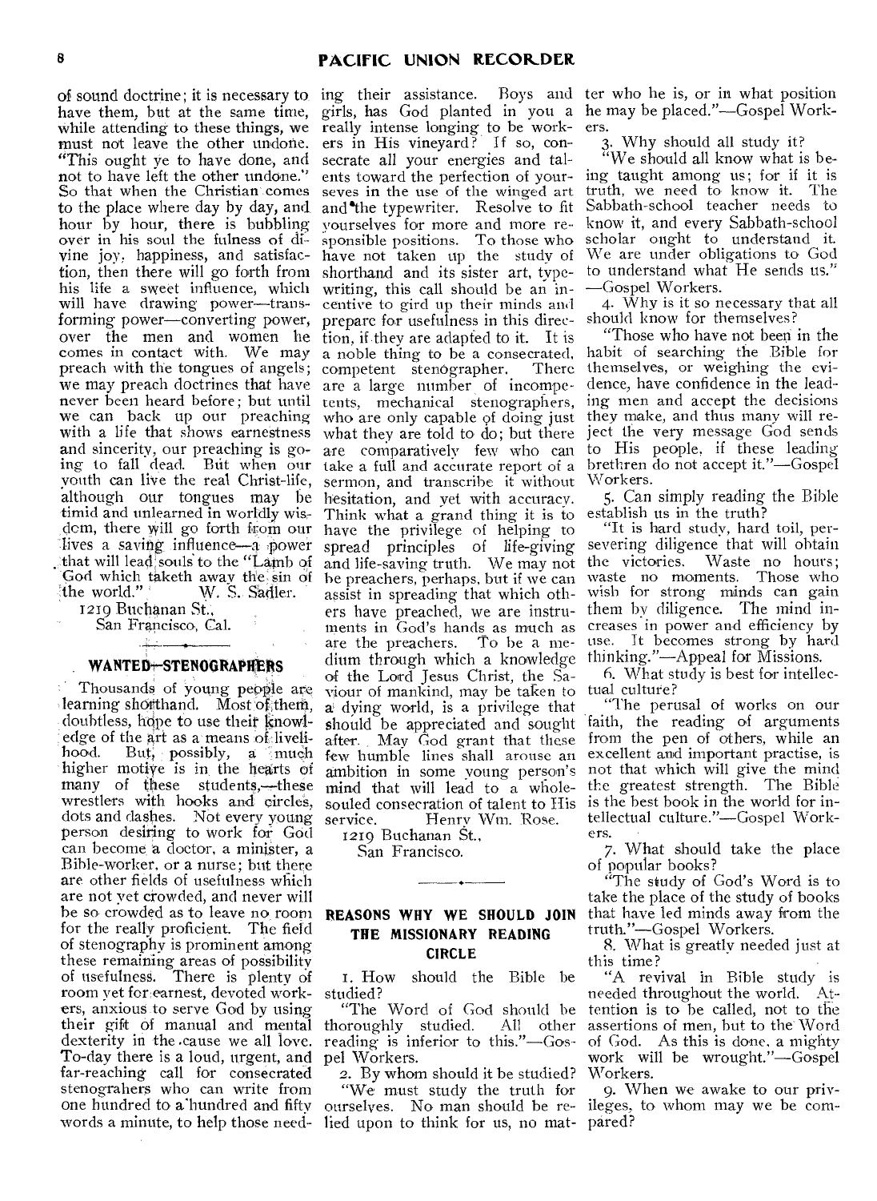of sound doctrine; it is necessary to have them, but at the same time, while attending to these things, we must not leave the other undone. "This ought ye to have done, and not to have left the other undone." So that when the Christian comes to the place where day by day, and hour by hour, there is bubbling over in his soul the fulness of divine joy, happiness, and satisfaction, then there will go forth from his life a sweet influence, which will have drawing power—transforming power—converting power, over the men and women he comes in contact with. We may preach with the tongues of angels; we may preach doctrines that have never been heard before; but until we can back up our preaching with a life that shows earnestness and sincerity, our preaching is going to fall dead. But when our youth can live the real Christ-life, although our tongues may be timid and unlearned in worldly wisdom, there will go forth from our lives a saving influence—a power that will lead souls to the "Lamb of God which taketh away the sin of the world." W. S. Sadler.

1219 Buchanan St.,
San Francisco, Cal.

## WANTED—STENOGRAPHERS

Thousands of young people are learning shorthand. Most of them, doubtless, hope to use their knowledge of the art as a means of livelihood. But, possibly, a much higher motive is in the hearts of many of these students,—these wrestlers with hooks and circles, dots and dashes. Not every young person desiring to work for God can become a doctor, a minister, a Bible-worker, or a nurse; but there are other fields of usefulness which are not yet crowded, and never will be so crowded as to leave no room for the really proficient. The field of stenography is prominent among these remaining areas of possibility of usefulness. There is plenty of room yet for earnest, devoted workers, anxious to serve God by using their gift of manual and mental dexterity in the cause we all love. To-day there is a loud, urgent, and far-reaching call for consecrated stenograhers who can write from one hundred to a hundred and fifty words a minute, to help those needing their assistance. Boys and girls, has God planted in you a really intense longing to be workers in His vineyard? If so, consecrate all your energies and talents toward the perfection of yourseves in the use of the winged art and the typewriter. Resolve to fit yourselves for more and more responsible positions. To those who have not taken up the study of shorthand and its sister art, typewriting, this call should be an incentive to gird up their minds and prepare for usefulness in this direction, if they are adapted to it. It is a noble thing to be a consecrated, competent stenographer. There are a large number of incompetents, mechanical stenographers, who are only capable of doing just what they are told to do; but there are comparatively few who can take a full and accurate report of a sermon, and transcribe it without hesitation, and yet with accuracy. Think what a grand thing it is to have the privilege of helping to spread principles of life-giving and life-saving truth. We may not be preachers, perhaps, but if we can assist in spreading that which others have preached, we are instruments in God's hands as much as are the preachers. To be a medium through which a knowledge of the Lord Jesus Christ, the Saviour of mankind, may be taken to a dying world, is a privilege that should be appreciated and sought after. May God grant that these few humble lines shall arouse an ambition in some young person's mind that will lead to a whole-souled consecration of talent to His service. Henry Wm. Rose.

1219 Buchanan St.,
San Francisco.

## REASONS WHY WE SHOULD JOIN THE MISSIONARY READING CIRCLE

1. How should the Bible be studied?

"The Word of God should be thoroughly studied. All other reading is inferior to this."—Gospel Workers.

2. By whom should it be studied?

"We must study the truth for ourselves. No man should be relied upon to think for us, no matter who he is, or in what position he may be placed."—Gospel Workers.

3. Why should all study it?

"We should all know what is being taught among us; for if it is truth, we need to know it. The Sabbath-school teacher needs to know it, and every Sabbath-school scholar ought to understand it. We are under obligations to God to understand what He sends us."—Gospel Workers.

4. Why is it so necessary that all should know for themselves?

"Those who have not been in the habit of searching the Bible for themselves, or weighing the evidence, have confidence in the leading men and accept the decisions they make, and thus many will reject the very message God sends to His people, if these leading brethren do not accept it."—Gospel Workers.

5. Can simply reading the Bible establish us in the truth?

"It is hard study, hard toil, persevering diligence that will obtain the victories. Waste no hours; waste no moments. Those who wish for strong minds can gain them by diligence. The mind increases in power and efficiency by use. It becomes strong by hard thinking."—Appeal for Missions.

6. What study is best for intellectual culture?

"The perusal of works on our faith, the reading of arguments from the pen of others, while an excellent and important practise, is not that which will give the mind the greatest strength. The Bible is the best book in the world for intellectual culture."—Gospel Workers.

7. What should take the place of popular books?

"The study of God's Word is to take the place of the study of books that have led minds away from the truth."—Gospel Workers.

8. What is greatly needed just at this time?

"A revival in Bible study is needed throughout the world. Attention is to be called, not to the assertions of men, but to the Word of God. As this is done, a mighty work will be wrought."—Gospel Workers.

9. When we awake to our privileges, to whom may we be compared?